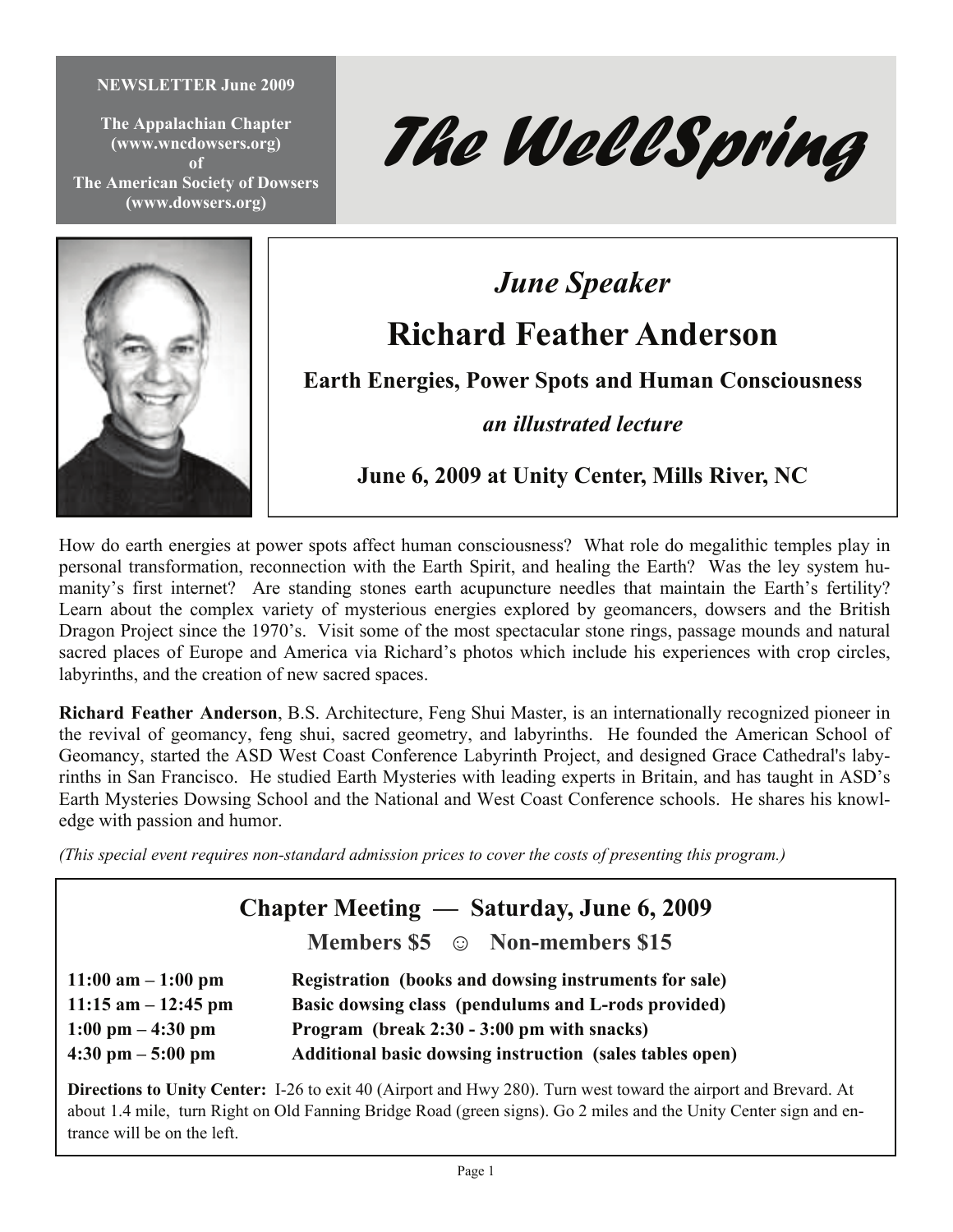**NEWSLETTER June 2009**

**The Appalachian Chapter (www.wncdowsers.org) of The American Society of Dowsers (www.dowsers.org)**

# *The WellSpring*

## *June Speaker*

# Richard Feather Anderson

### Earth Energies, Power Spots and Human Consciousness

***an illustrated lecture***

**June 6, 2009 at Unity Center, Mills River, NC**

How do earth energies at power spots affect human consciousness? What role do megalithic temples play in personal transformation, reconnection with the Earth Spirit, and healing the Earth? Was the ley system humanity's first internet? Are standing stones earth acupuncture needles that maintain the Earth's fertility? Learn about the complex variety of mysterious energies explored by geomancers, dowsers and the British Dragon Project since the 1970's. Visit some of the most spectacular stone rings, passage mounds and natural sacred places of Europe and America via Richard's photos which include his experiences with crop circles, labyrinths, and the creation of new sacred spaces.

**Richard Feather Anderson**, B.S. Architecture, Feng Shui Master, is an internationally recognized pioneer in the revival of geomancy, feng shui, sacred geometry, and labyrinths. He founded the American School of Geomancy, started the ASD West Coast Conference Labyrinth Project, and designed Grace Cathedral's labyrinths in San Francisco. He studied Earth Mysteries with leading experts in Britain, and has taught in ASD's Earth Mysteries Dowsing School and the National and West Coast Conference schools. He shares his knowledge with passion and humor.

*(This special event requires non-standard admission prices to cover the costs of presenting this program.)*

## Chapter Meeting — Saturday, June 6, 2009

**Members $5 ☺ Non-members $15**

| | |
|---|---|
| **11:00 am – 1:00 pm** | **Registration (books and dowsing instruments for sale)** |
| **11:15 am – 12:45 pm** | **Basic dowsing class (pendulums and L-rods provided)** |
| **1:00 pm – 4:30 pm** | **Program (break 2:30 - 3:00 pm with snacks)** |
| **4:30 pm – 5:00 pm** | **Additional basic dowsing instruction (sales tables open)** |

**Directions to Unity Center:** I-26 to exit 40 (Airport and Hwy 280). Turn west toward the airport and Brevard. At about 1.4 mile, turn Right on Old Fanning Bridge Road (green signs). Go 2 miles and the Unity Center sign and entrance will be on the left.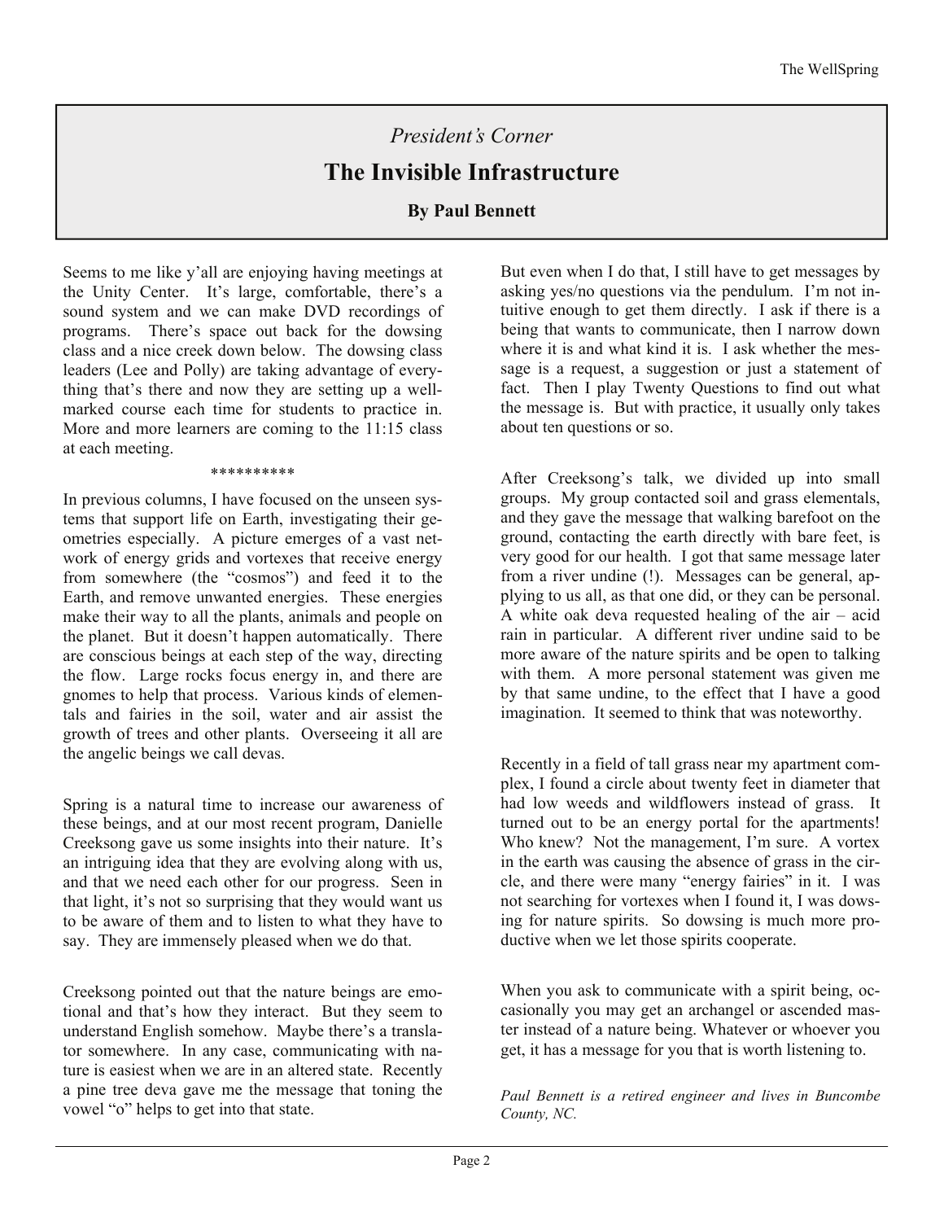*President's Corner*

# The Invisible Infrastructure

**By Paul Bennett**

Seems to me like y'all are enjoying having meetings at the Unity Center. It's large, comfortable, there's a sound system and we can make DVD recordings of programs. There's space out back for the dowsing class and a nice creek down below. The dowsing class leaders (Lee and Polly) are taking advantage of everything that's there and now they are setting up a well-marked course each time for students to practice in. More and more learners are coming to the 11:15 class at each meeting.

**********

In previous columns, I have focused on the unseen systems that support life on Earth, investigating their geometries especially. A picture emerges of a vast network of energy grids and vortexes that receive energy from somewhere (the "cosmos") and feed it to the Earth, and remove unwanted energies. These energies make their way to all the plants, animals and people on the planet. But it doesn't happen automatically. There are conscious beings at each step of the way, directing the flow. Large rocks focus energy in, and there are gnomes to help that process. Various kinds of elementals and fairies in the soil, water and air assist the growth of trees and other plants. Overseeing it all are the angelic beings we call devas.

Spring is a natural time to increase our awareness of these beings, and at our most recent program, Danielle Creeksong gave us some insights into their nature. It's an intriguing idea that they are evolving along with us, and that we need each other for our progress. Seen in that light, it's not so surprising that they would want us to be aware of them and to listen to what they have to say. They are immensely pleased when we do that.

Creeksong pointed out that the nature beings are emotional and that's how they interact. But they seem to understand English somehow. Maybe there's a translator somewhere. In any case, communicating with nature is easiest when we are in an altered state. Recently a pine tree deva gave me the message that toning the vowel "o" helps to get into that state.

But even when I do that, I still have to get messages by asking yes/no questions via the pendulum. I'm not intuitive enough to get them directly. I ask if there is a being that wants to communicate, then I narrow down where it is and what kind it is. I ask whether the message is a request, a suggestion or just a statement of fact. Then I play Twenty Questions to find out what the message is. But with practice, it usually only takes about ten questions or so.

After Creeksong's talk, we divided up into small groups. My group contacted soil and grass elementals, and they gave the message that walking barefoot on the ground, contacting the earth directly with bare feet, is very good for our health. I got that same message later from a river undine (!). Messages can be general, applying to us all, as that one did, or they can be personal. A white oak deva requested healing of the air – acid rain in particular. A different river undine said to be more aware of the nature spirits and be open to talking with them. A more personal statement was given me by that same undine, to the effect that I have a good imagination. It seemed to think that was noteworthy.

Recently in a field of tall grass near my apartment complex, I found a circle about twenty feet in diameter that had low weeds and wildflowers instead of grass. It turned out to be an energy portal for the apartments! Who knew? Not the management, I'm sure. A vortex in the earth was causing the absence of grass in the circle, and there were many "energy fairies" in it. I was not searching for vortexes when I found it, I was dowsing for nature spirits. So dowsing is much more productive when we let those spirits cooperate.

When you ask to communicate with a spirit being, occasionally you may get an archangel or ascended master instead of a nature being. Whatever or whoever you get, it has a message for you that is worth listening to.

*Paul Bennett is a retired engineer and lives in Buncombe County, NC.*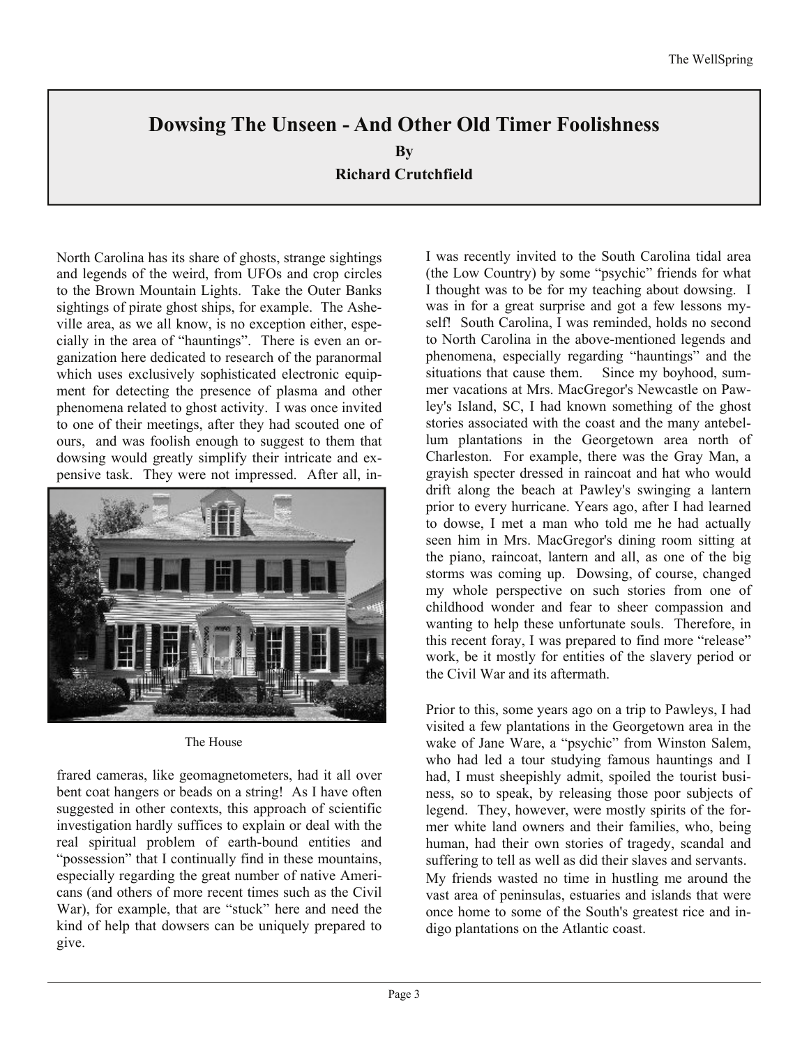# Dowsing The Unseen - And Other Old Timer Foolishness

**By**

**Richard Crutchfield**

North Carolina has its share of ghosts, strange sightings and legends of the weird, from UFOs and crop circles to the Brown Mountain Lights. Take the Outer Banks sightings of pirate ghost ships, for example. The Asheville area, as we all know, is no exception either, especially in the area of "hauntings". There is even an organization here dedicated to research of the paranormal which uses exclusively sophisticated electronic equipment for detecting the presence of plasma and other phenomena related to ghost activity. I was once invited to one of their meetings, after they had scouted one of ours, and was foolish enough to suggest to them that dowsing would greatly simplify their intricate and expensive task. They were not impressed. After all, infrared cameras, like geomagnetometers, had it all over bent coat hangers or beads on a string! As I have often suggested in other contexts, this approach of scientific investigation hardly suffices to explain or deal with the real spiritual problem of earth-bound entities and "possession" that I continually find in these mountains, especially regarding the great number of native Americans (and others of more recent times such as the Civil War), for example, that are "stuck" here and need the kind of help that dowsers can be uniquely prepared to give.

The House

I was recently invited to the South Carolina tidal area (the Low Country) by some "psychic" friends for what I thought was to be for my teaching about dowsing. I was in for a great surprise and got a few lessons myself! South Carolina, I was reminded, holds no second to North Carolina in the above-mentioned legends and phenomena, especially regarding "hauntings" and the situations that cause them. Since my boyhood, summer vacations at Mrs. MacGregor's Newcastle on Pawley's Island, SC, I had known something of the ghost stories associated with the coast and the many antebellum plantations in the Georgetown area north of Charleston. For example, there was the Gray Man, a grayish specter dressed in raincoat and hat who would drift along the beach at Pawley's swinging a lantern prior to every hurricane. Years ago, after I had learned to dowse, I met a man who told me he had actually seen him in Mrs. MacGregor's dining room sitting at the piano, raincoat, lantern and all, as one of the big storms was coming up. Dowsing, of course, changed my whole perspective on such stories from one of childhood wonder and fear to sheer compassion and wanting to help these unfortunate souls. Therefore, in this recent foray, I was prepared to find more "release" work, be it mostly for entities of the slavery period or the Civil War and its aftermath.

Prior to this, some years ago on a trip to Pawleys, I had visited a few plantations in the Georgetown area in the wake of Jane Ware, a "psychic" from Winston Salem, who had led a tour studying famous hauntings and I had, I must sheepishly admit, spoiled the tourist business, so to speak, by releasing those poor subjects of legend. They, however, were mostly spirits of the former white land owners and their families, who, being human, had their own stories of tragedy, scandal and suffering to tell as well as did their slaves and servants. My friends wasted no time in hustling me around the vast area of peninsulas, estuaries and islands that were once home to some of the South's greatest rice and indigo plantations on the Atlantic coast.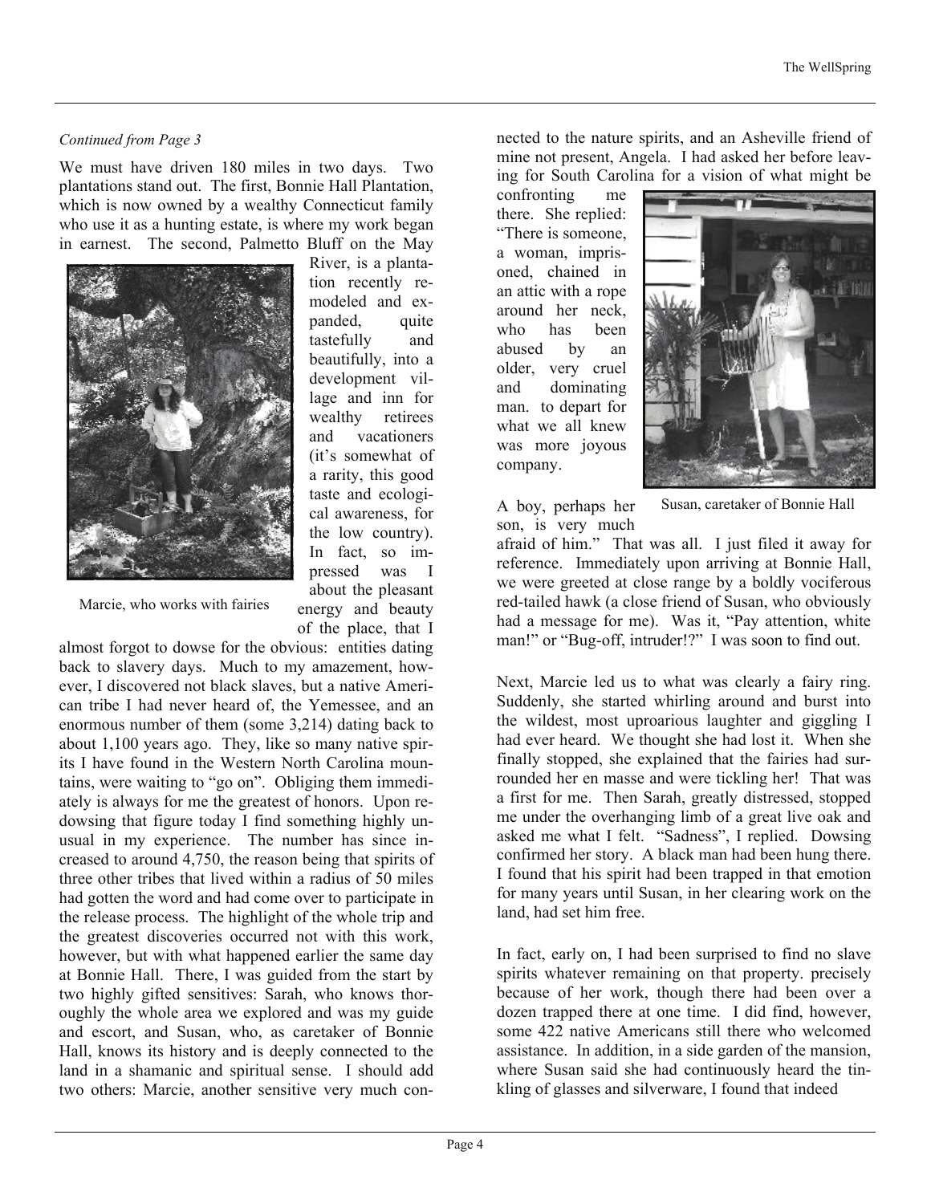*Continued from Page 3*

We must have driven 180 miles in two days. Two plantations stand out. The first, Bonnie Hall Plantation, which is now owned by a wealthy Connecticut family who use it as a hunting estate, is where my work began in earnest. The second, Palmetto Bluff on the May River, is a plantation recently remodeled and expanded, quite tastefully and beautifully, into a development village and inn for wealthy retirees and vacationers (it's somewhat of a rarity, this good taste and ecological awareness, for the low country). In fact, so impressed was I about the pleasant energy and beauty of the place, that I almost forgot to dowse for the obvious: entities dating back to slavery days. Much to my amazement, however, I discovered not black slaves, but a native American tribe I had never heard of, the Yemessee, and an enormous number of them (some 3,214) dating back to about 1,100 years ago. They, like so many native spirits I have found in the Western North Carolina mountains, were waiting to "go on". Obliging them immediately is always for me the greatest of honors. Upon redowsing that figure today I find something highly unusual in my experience. The number has since increased to around 4,750, the reason being that spirits of three other tribes that lived within a radius of 50 miles had gotten the word and had come over to participate in the release process. The highlight of the whole trip and the greatest discoveries occurred not with this work, however, but with what happened earlier the same day at Bonnie Hall. There, I was guided from the start by two highly gifted sensitives: Sarah, who knows thoroughly the whole area we explored and was my guide and escort, and Susan, who, as caretaker of Bonnie Hall, knows its history and is deeply connected to the land in a shamanic and spiritual sense. I should add two others: Marcie, another sensitive very much connected to the nature spirits, and an Asheville friend of mine not present, Angela. I had asked her before leaving for South Carolina for a vision of what might be confronting me there. She replied: "There is someone, a woman, imprisoned, chained in an attic with a rope around her neck, who has been abused by an older, very cruel and dominating man. to depart for what we all knew was more joyous company.

Marcie, who works with fairies

A boy, perhaps her son, is very much afraid of him." That was all. I just filed it away for reference. Immediately upon arriving at Bonnie Hall, we were greeted at close range by a boldly vociferous red-tailed hawk (a close friend of Susan, who obviously had a message for me). Was it, "Pay attention, white man!" or "Bug-off, intruder!?" I was soon to find out.

Susan, caretaker of Bonnie Hall

Next, Marcie led us to what was clearly a fairy ring. Suddenly, she started whirling around and burst into the wildest, most uproarious laughter and giggling I had ever heard. We thought she had lost it. When she finally stopped, she explained that the fairies had surrounded her en masse and were tickling her! That was a first for me. Then Sarah, greatly distressed, stopped me under the overhanging limb of a great live oak and asked me what I felt. "Sadness", I replied. Dowsing confirmed her story. A black man had been hung there. I found that his spirit had been trapped in that emotion for many years until Susan, in her clearing work on the land, had set him free.

In fact, early on, I had been surprised to find no slave spirits whatever remaining on that property. precisely because of her work, though there had been over a dozen trapped there at one time. I did find, however, some 422 native Americans still there who welcomed assistance. In addition, in a side garden of the mansion, where Susan said she had continuously heard the tinkling of glasses and silverware, I found that indeed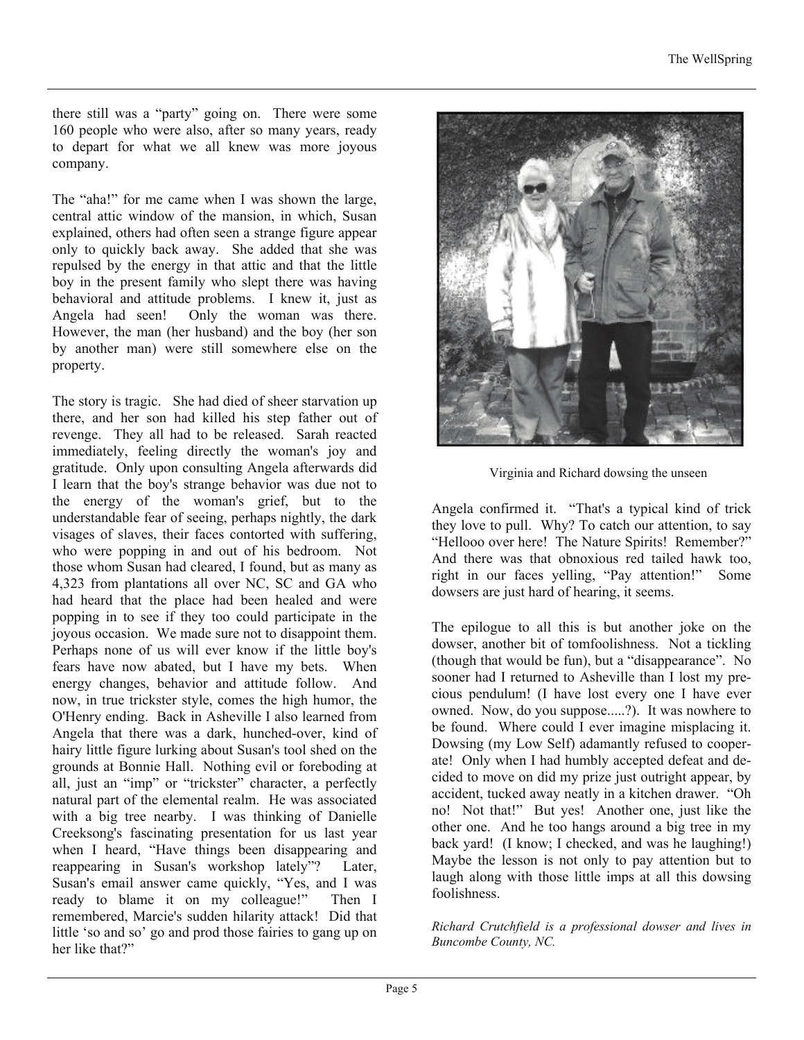there still was a "party" going on. There were some 160 people who were also, after so many years, ready to depart for what we all knew was more joyous company.

The "aha!" for me came when I was shown the large, central attic window of the mansion, in which, Susan explained, others had often seen a strange figure appear only to quickly back away. She added that she was repulsed by the energy in that attic and that the little boy in the present family who slept there was having behavioral and attitude problems. I knew it, just as Angela had seen! Only the woman was there. However, the man (her husband) and the boy (her son by another man) were still somewhere else on the property.

The story is tragic. She had died of sheer starvation up there, and her son had killed his step father out of revenge. They all had to be released. Sarah reacted immediately, feeling directly the woman's joy and gratitude. Only upon consulting Angela afterwards did I learn that the boy's strange behavior was due not to the energy of the woman's grief, but to the understandable fear of seeing, perhaps nightly, the dark visages of slaves, their faces contorted with suffering, who were popping in and out of his bedroom. Not those whom Susan had cleared, I found, but as many as 4,323 from plantations all over NC, SC and GA who had heard that the place had been healed and were popping in to see if they too could participate in the joyous occasion. We made sure not to disappoint them. Perhaps none of us will ever know if the little boy's fears have now abated, but I have my bets. When energy changes, behavior and attitude follow. And now, in true trickster style, comes the high humor, the O'Henry ending. Back in Asheville I also learned from Angela that there was a dark, hunched-over, kind of hairy little figure lurking about Susan's tool shed on the grounds at Bonnie Hall. Nothing evil or foreboding at all, just an "imp" or "trickster" character, a perfectly natural part of the elemental realm. He was associated with a big tree nearby. I was thinking of Danielle Creeksong's fascinating presentation for us last year when I heard, "Have things been disappearing and reappearing in Susan's workshop lately"? Later, Susan's email answer came quickly, "Yes, and I was ready to blame it on my colleague!" Then I remembered, Marcie's sudden hilarity attack! Did that little 'so and so' go and prod those fairies to gang up on her like that?"

Virginia and Richard dowsing the unseen

Angela confirmed it. "That's a typical kind of trick they love to pull. Why? To catch our attention, to say "Hellooo over here! The Nature Spirits! Remember?" And there was that obnoxious red tailed hawk too, right in our faces yelling, "Pay attention!" Some dowsers are just hard of hearing, it seems.

The epilogue to all this is but another joke on the dowser, another bit of tomfoolishness. Not a tickling (though that would be fun), but a "disappearance". No sooner had I returned to Asheville than I lost my precious pendulum! (I have lost every one I have ever owned. Now, do you suppose.....?). It was nowhere to be found. Where could I ever imagine misplacing it. Dowsing (my Low Self) adamantly refused to cooperate! Only when I had humbly accepted defeat and decided to move on did my prize just outright appear, by accident, tucked away neatly in a kitchen drawer. "Oh no! Not that!" But yes! Another one, just like the other one. And he too hangs around a big tree in my back yard! (I know; I checked, and was he laughing!) Maybe the lesson is not only to pay attention but to laugh along with those little imps at all this dowsing foolishness.

*Richard Crutchfield is a professional dowser and lives in Buncombe County, NC.*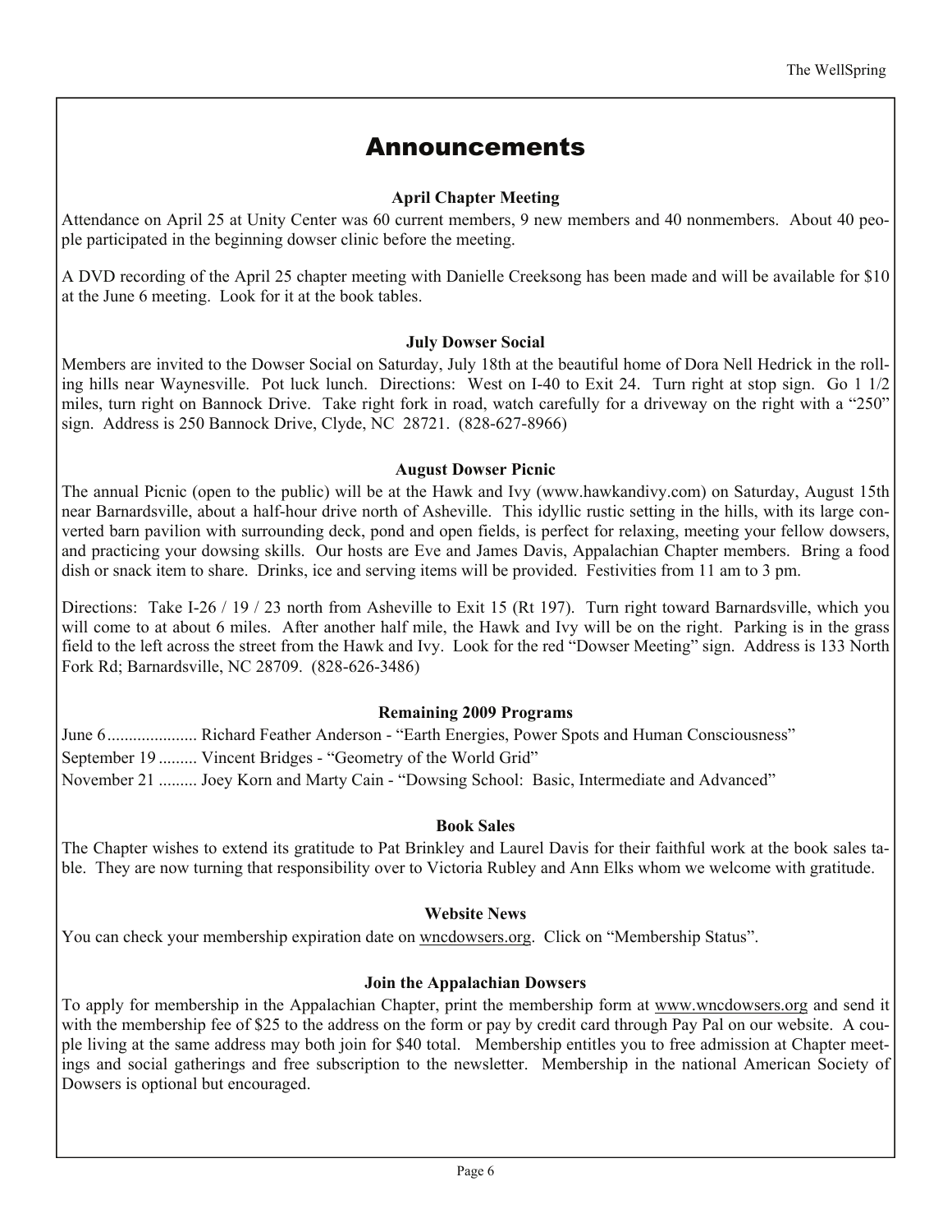# Announcements

### April Chapter Meeting

Attendance on April 25 at Unity Center was 60 current members, 9 new members and 40 nonmembers. About 40 people participated in the beginning dowser clinic before the meeting.

A DVD recording of the April 25 chapter meeting with Danielle Creeksong has been made and will be available for $10 at the June 6 meeting. Look for it at the book tables.

### July Dowser Social

Members are invited to the Dowser Social on Saturday, July 18th at the beautiful home of Dora Nell Hedrick in the rolling hills near Waynesville. Pot luck lunch. Directions: West on I-40 to Exit 24. Turn right at stop sign. Go 1 1/2 miles, turn right on Bannock Drive. Take right fork in road, watch carefully for a driveway on the right with a "250" sign. Address is 250 Bannock Drive, Clyde, NC 28721. (828-627-8966)

### August Dowser Picnic

The annual Picnic (open to the public) will be at the Hawk and Ivy (www.hawkandivy.com) on Saturday, August 15th near Barnardsville, about a half-hour drive north of Asheville. This idyllic rustic setting in the hills, with its large converted barn pavilion with surrounding deck, pond and open fields, is perfect for relaxing, meeting your fellow dowsers, and practicing your dowsing skills. Our hosts are Eve and James Davis, Appalachian Chapter members. Bring a food dish or snack item to share. Drinks, ice and serving items will be provided. Festivities from 11 am to 3 pm.

Directions: Take I-26 / 19 / 23 north from Asheville to Exit 15 (Rt 197). Turn right toward Barnardsville, which you will come to at about 6 miles. After another half mile, the Hawk and Ivy will be on the right. Parking is in the grass field to the left across the street from the Hawk and Ivy. Look for the red "Dowser Meeting" sign. Address is 133 North Fork Rd; Barnardsville, NC 28709. (828-626-3486)

### Remaining 2009 Programs

June 6 .................... Richard Feather Anderson - "Earth Energies, Power Spots and Human Consciousness"
September 19 ......... Vincent Bridges - "Geometry of the World Grid"
November 21 ......... Joey Korn and Marty Cain - "Dowsing School: Basic, Intermediate and Advanced"

### Book Sales

The Chapter wishes to extend its gratitude to Pat Brinkley and Laurel Davis for their faithful work at the book sales table. They are now turning that responsibility over to Victoria Rubley and Ann Elks whom we welcome with gratitude.

### Website News

You can check your membership expiration date on wncdowsers.org. Click on "Membership Status".

### Join the Appalachian Dowsers

To apply for membership in the Appalachian Chapter, print the membership form at www.wncdowsers.org and send it with the membership fee of $25 to the address on the form or pay by credit card through Pay Pal on our website. A couple living at the same address may both join for $40 total. Membership entitles you to free admission at Chapter meetings and social gatherings and free subscription to the newsletter. Membership in the national American Society of Dowsers is optional but encouraged.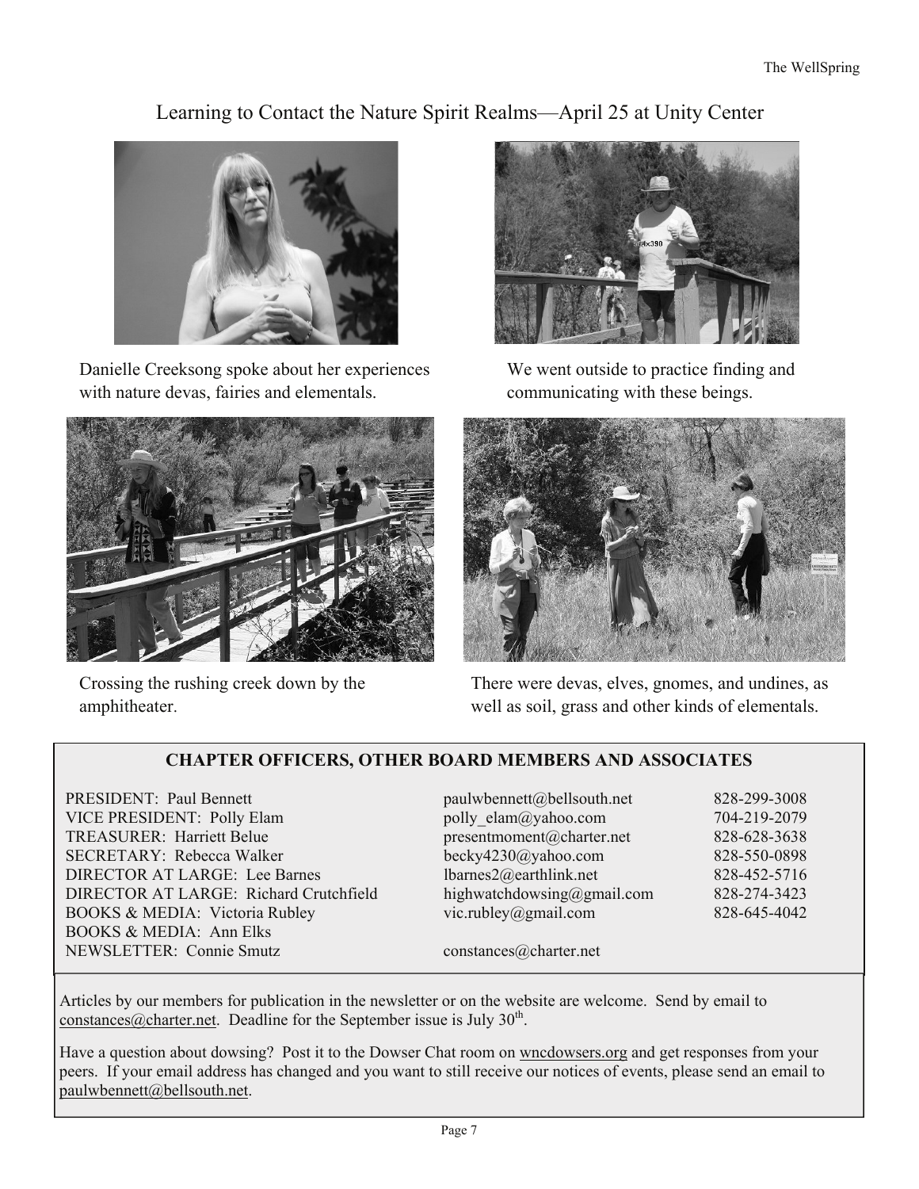## Learning to Contact the Nature Spirit Realms—April 25 at Unity Center

Danielle Creeksong spoke about her experiences with nature devas, fairies and elementals.

We went outside to practice finding and communicating with these beings.

Crossing the rushing creek down by the amphitheater.

There were devas, elves, gnomes, and undines, as well as soil, grass and other kinds of elementals.

### CHAPTER OFFICERS, OTHER BOARD MEMBERS AND ASSOCIATES

| | | |
|---|---|---|
| PRESIDENT: Paul Bennett | paulwbennett@bellsouth.net | 828-299-3008 |
| VICE PRESIDENT: Polly Elam | polly_elam@yahoo.com | 704-219-2079 |
| TREASURER: Harriett Belue | presentmoment@charter.net | 828-628-3638 |
| SECRETARY: Rebecca Walker | becky4230@yahoo.com | 828-550-0898 |
| DIRECTOR AT LARGE: Lee Barnes | lbarnes2@earthlink.net | 828-452-5716 |
| DIRECTOR AT LARGE: Richard Crutchfield | highwatchdowsing@gmail.com | 828-274-3423 |
| BOOKS & MEDIA: Victoria Rubley | vic.rubley@gmail.com | 828-645-4042 |
| BOOKS & MEDIA: Ann Elks | | |
| NEWSLETTER: Connie Smutz | constances@charter.net | |

Articles by our members for publication in the newsletter or on the website are welcome. Send by email to constances@charter.net. Deadline for the September issue is July 30th.

Have a question about dowsing? Post it to the Dowser Chat room on wncdowsers.org and get responses from your peers. If your email address has changed and you want to still receive our notices of events, please send an email to paulwbennett@bellsouth.net.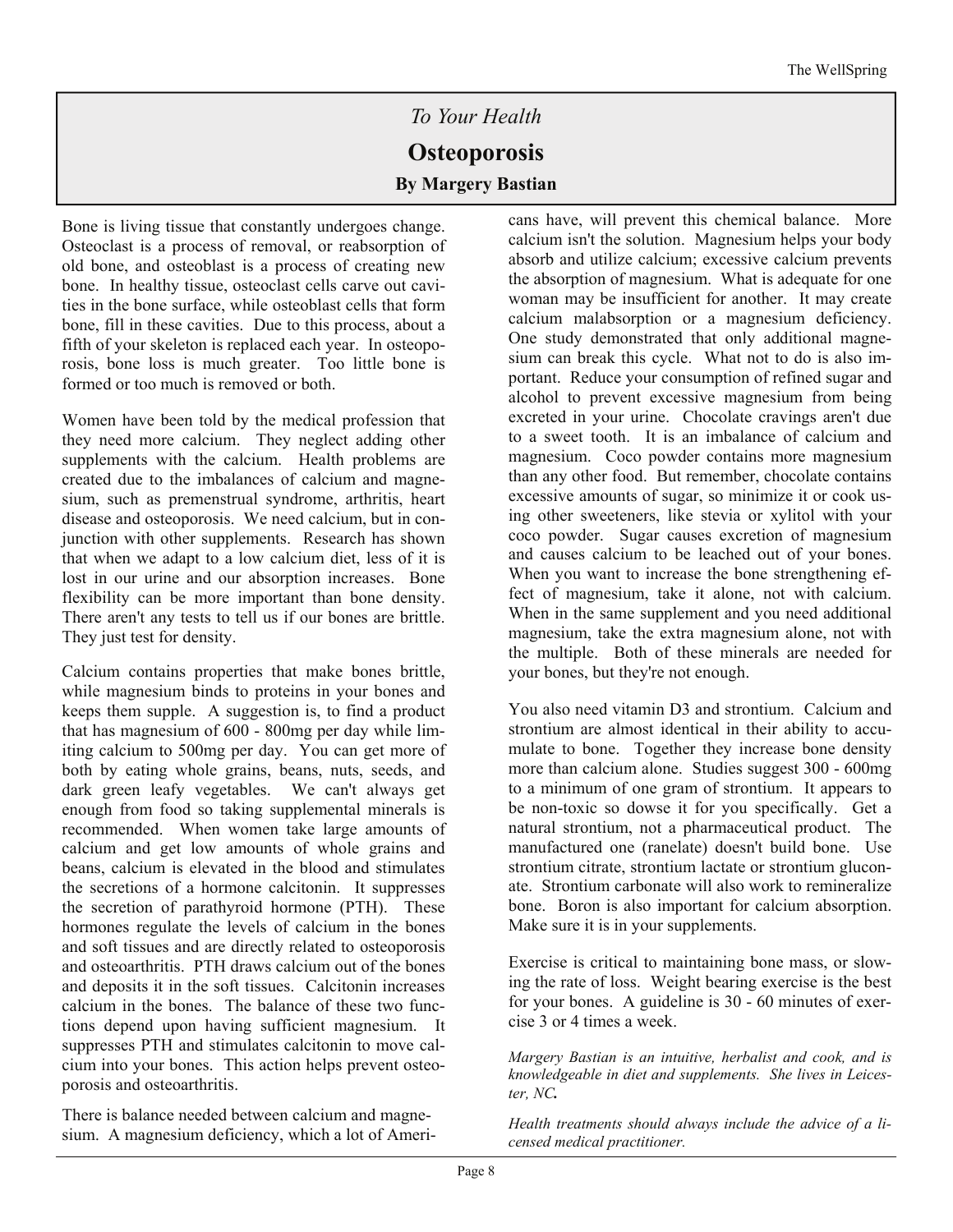*To Your Health*

# Osteoporosis

**By Margery Bastian**

Bone is living tissue that constantly undergoes change. Osteoclast is a process of removal, or reabsorption of old bone, and osteoblast is a process of creating new bone. In healthy tissue, osteoclast cells carve out cavities in the bone surface, while osteoblast cells that form bone, fill in these cavities. Due to this process, about a fifth of your skeleton is replaced each year. In osteoporosis, bone loss is much greater. Too little bone is formed or too much is removed or both.

Women have been told by the medical profession that they need more calcium. They neglect adding other supplements with the calcium. Health problems are created due to the imbalances of calcium and magnesium, such as premenstrual syndrome, arthritis, heart disease and osteoporosis. We need calcium, but in conjunction with other supplements. Research has shown that when we adapt to a low calcium diet, less of it is lost in our urine and our absorption increases. Bone flexibility can be more important than bone density. There aren't any tests to tell us if our bones are brittle. They just test for density.

Calcium contains properties that make bones brittle, while magnesium binds to proteins in your bones and keeps them supple. A suggestion is, to find a product that has magnesium of 600 - 800mg per day while limiting calcium to 500mg per day. You can get more of both by eating whole grains, beans, nuts, seeds, and dark green leafy vegetables. We can't always get enough from food so taking supplemental minerals is recommended. When women take large amounts of calcium and get low amounts of whole grains and beans, calcium is elevated in the blood and stimulates the secretions of a hormone calcitonin. It suppresses the secretion of parathyroid hormone (PTH). These hormones regulate the levels of calcium in the bones and soft tissues and are directly related to osteoporosis and osteoarthritis. PTH draws calcium out of the bones and deposits it in the soft tissues. Calcitonin increases calcium in the bones. The balance of these two functions depend upon having sufficient magnesium. It suppresses PTH and stimulates calcitonin to move calcium into your bones. This action helps prevent osteoporosis and osteoarthritis.

There is balance needed between calcium and magnesium. A magnesium deficiency, which a lot of Americans have, will prevent this chemical balance. More calcium isn't the solution. Magnesium helps your body absorb and utilize calcium; excessive calcium prevents the absorption of magnesium. What is adequate for one woman may be insufficient for another. It may create calcium malabsorption or a magnesium deficiency. One study demonstrated that only additional magnesium can break this cycle. What not to do is also important. Reduce your consumption of refined sugar and alcohol to prevent excessive magnesium from being excreted in your urine. Chocolate cravings aren't due to a sweet tooth. It is an imbalance of calcium and magnesium. Coco powder contains more magnesium than any other food. But remember, chocolate contains excessive amounts of sugar, so minimize it or cook using other sweeteners, like stevia or xylitol with your coco powder. Sugar causes excretion of magnesium and causes calcium to be leached out of your bones. When you want to increase the bone strengthening effect of magnesium, take it alone, not with calcium. When in the same supplement and you need additional magnesium, take the extra magnesium alone, not with the multiple. Both of these minerals are needed for your bones, but they're not enough.

You also need vitamin D3 and strontium. Calcium and strontium are almost identical in their ability to accumulate to bone. Together they increase bone density more than calcium alone. Studies suggest 300 - 600mg to a minimum of one gram of strontium. It appears to be non-toxic so dowse it for you specifically. Get a natural strontium, not a pharmaceutical product. The manufactured one (ranelate) doesn't build bone. Use strontium citrate, strontium lactate or strontium gluconate. Strontium carbonate will also work to remineralize bone. Boron is also important for calcium absorption. Make sure it is in your supplements.

Exercise is critical to maintaining bone mass, or slowing the rate of loss. Weight bearing exercise is the best for your bones. A guideline is 30 - 60 minutes of exercise 3 or 4 times a week.

*Margery Bastian is an intuitive, herbalist and cook, and is knowledgeable in diet and supplements. She lives in Leicester, NC.*

*Health treatments should always include the advice of a licensed medical practitioner.*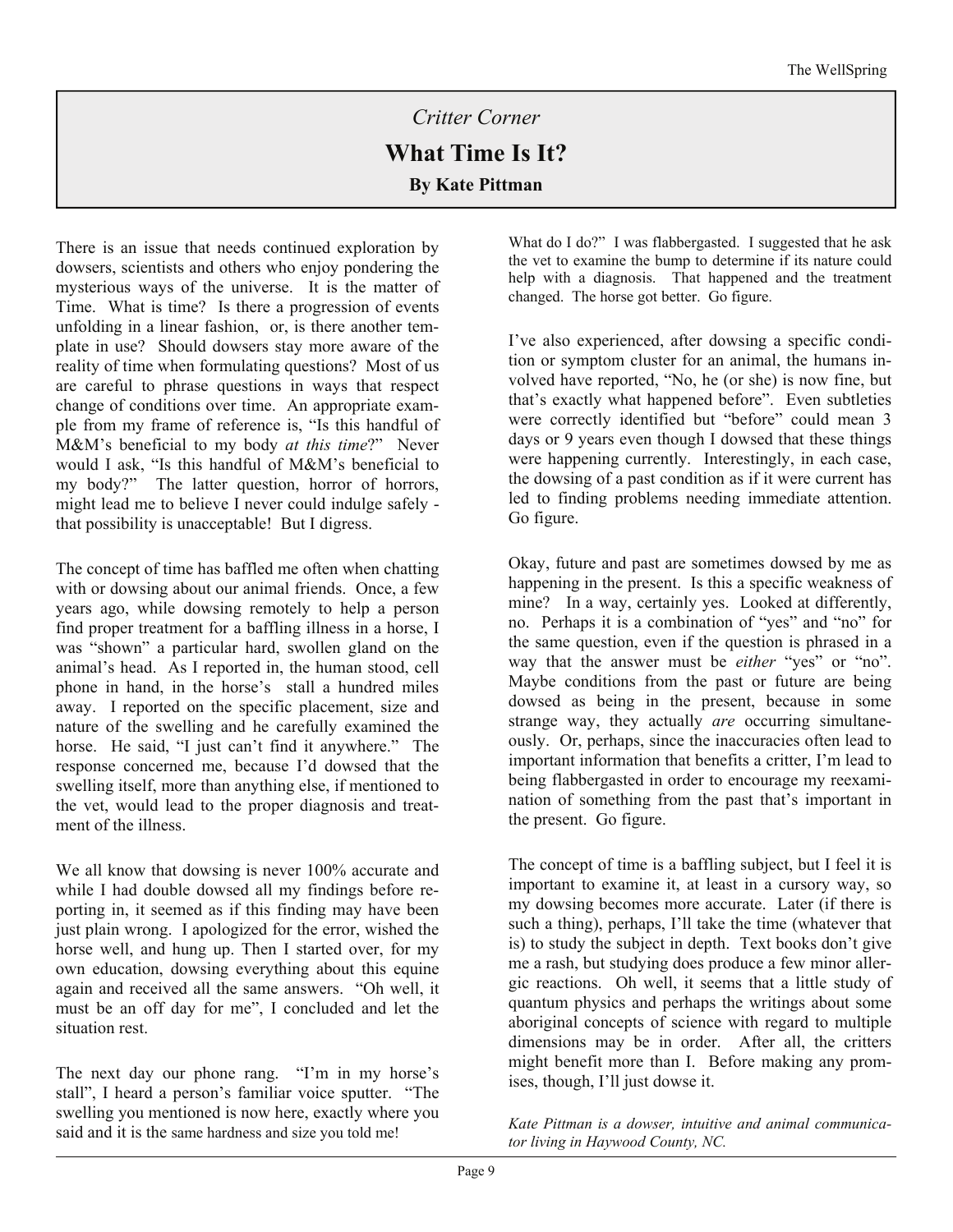*Critter Corner*

# What Time Is It?

**By Kate Pittman**

There is an issue that needs continued exploration by dowsers, scientists and others who enjoy pondering the mysterious ways of the universe. It is the matter of Time. What is time? Is there a progression of events unfolding in a linear fashion, or, is there another template in use? Should dowsers stay more aware of the reality of time when formulating questions? Most of us are careful to phrase questions in ways that respect change of conditions over time. An appropriate example from my frame of reference is, "Is this handful of M&M's beneficial to my body *at this time*?" Never would I ask, "Is this handful of M&M's beneficial to my body?" The latter question, horror of horrors, might lead me to believe I never could indulge safely - that possibility is unacceptable! But I digress.

The concept of time has baffled me often when chatting with or dowsing about our animal friends. Once, a few years ago, while dowsing remotely to help a person find proper treatment for a baffling illness in a horse, I was "shown" a particular hard, swollen gland on the animal's head. As I reported in, the human stood, cell phone in hand, in the horse's stall a hundred miles away. I reported on the specific placement, size and nature of the swelling and he carefully examined the horse. He said, "I just can't find it anywhere." The response concerned me, because I'd dowsed that the swelling itself, more than anything else, if mentioned to the vet, would lead to the proper diagnosis and treatment of the illness.

We all know that dowsing is never 100% accurate and while I had double dowsed all my findings before reporting in, it seemed as if this finding may have been just plain wrong. I apologized for the error, wished the horse well, and hung up. Then I started over, for my own education, dowsing everything about this equine again and received all the same answers. "Oh well, it must be an off day for me", I concluded and let the situation rest.

The next day our phone rang. "I'm in my horse's stall", I heard a person's familiar voice sputter. "The swelling you mentioned is now here, exactly where you said and it is the same hardness and size you told me! What do I do?" I was flabbergasted. I suggested that he ask the vet to examine the bump to determine if its nature could help with a diagnosis. That happened and the treatment changed. The horse got better. Go figure.

I've also experienced, after dowsing a specific condition or symptom cluster for an animal, the humans involved have reported, "No, he (or she) is now fine, but that's exactly what happened before". Even subtleties were correctly identified but "before" could mean 3 days or 9 years even though I dowsed that these things were happening currently. Interestingly, in each case, the dowsing of a past condition as if it were current has led to finding problems needing immediate attention. Go figure.

Okay, future and past are sometimes dowsed by me as happening in the present. Is this a specific weakness of mine? In a way, certainly yes. Looked at differently, no. Perhaps it is a combination of "yes" and "no" for the same question, even if the question is phrased in a way that the answer must be *either* "yes" or "no". Maybe conditions from the past or future are being dowsed as being in the present, because in some strange way, they actually *are* occurring simultaneously. Or, perhaps, since the inaccuracies often lead to important information that benefits a critter, I'm lead to being flabbergasted in order to encourage my reexamination of something from the past that's important in the present. Go figure.

The concept of time is a baffling subject, but I feel it is important to examine it, at least in a cursory way, so my dowsing becomes more accurate. Later (if there is such a thing), perhaps, I'll take the time (whatever that is) to study the subject in depth. Text books don't give me a rash, but studying does produce a few minor allergic reactions. Oh well, it seems that a little study of quantum physics and perhaps the writings about some aboriginal concepts of science with regard to multiple dimensions may be in order. After all, the critters might benefit more than I. Before making any promises, though, I'll just dowse it.

*Kate Pittman is a dowser, intuitive and animal communicator living in Haywood County, NC.*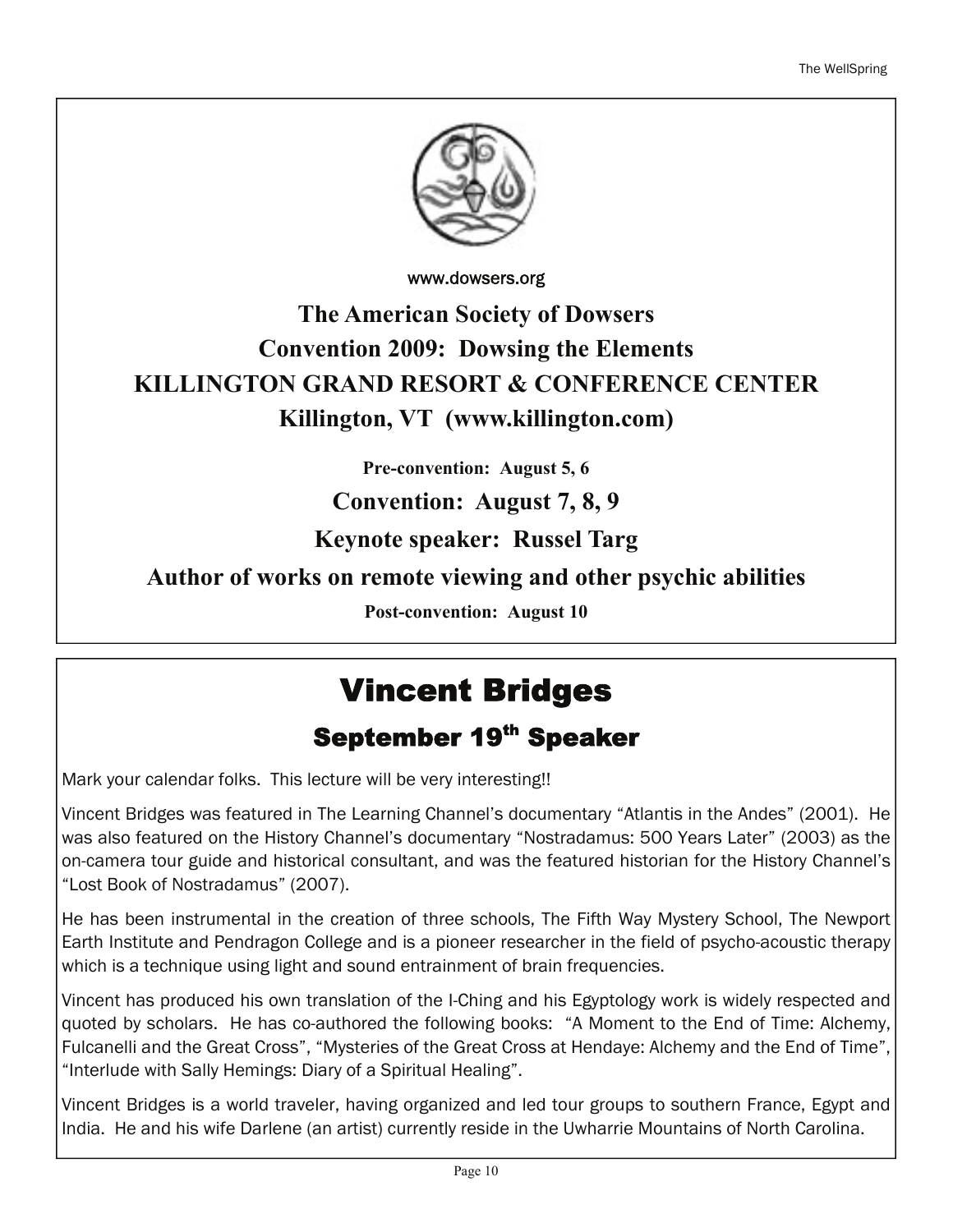www.dowsers.org

**The American Society of Dowsers**

**Convention 2009: Dowsing the Elements**

**KILLINGTON GRAND RESORT & CONFERENCE CENTER**

**Killington, VT (www.killington.com)**

**Pre-convention: August 5, 6**

**Convention: August 7, 8, 9**

**Keynote speaker: Russel Targ**

**Author of works on remote viewing and other psychic abilities**

**Post-convention: August 10**

# Vincent Bridges

## September 19th Speaker

Mark your calendar folks. This lecture will be very interesting!!

Vincent Bridges was featured in The Learning Channel's documentary "Atlantis in the Andes" (2001). He was also featured on the History Channel's documentary "Nostradamus: 500 Years Later" (2003) as the on-camera tour guide and historical consultant, and was the featured historian for the History Channel's "Lost Book of Nostradamus" (2007).

He has been instrumental in the creation of three schools, The Fifth Way Mystery School, The Newport Earth Institute and Pendragon College and is a pioneer researcher in the field of psycho-acoustic therapy which is a technique using light and sound entrainment of brain frequencies.

Vincent has produced his own translation of the I-Ching and his Egyptology work is widely respected and quoted by scholars. He has co-authored the following books: "A Moment to the End of Time: Alchemy, Fulcanelli and the Great Cross", "Mysteries of the Great Cross at Hendaye: Alchemy and the End of Time", "Interlude with Sally Hemings: Diary of a Spiritual Healing".

Vincent Bridges is a world traveler, having organized and led tour groups to southern France, Egypt and India. He and his wife Darlene (an artist) currently reside in the Uwharrie Mountains of North Carolina.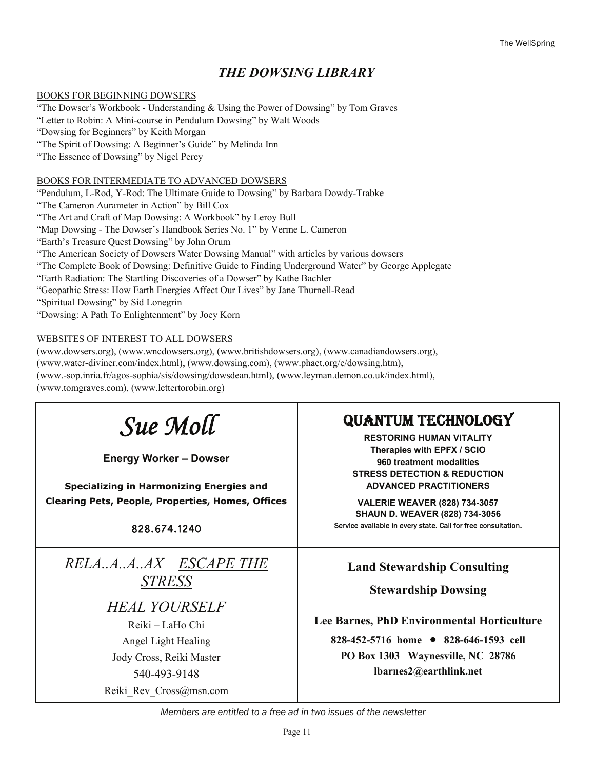## *THE DOWSING LIBRARY*

BOOKS FOR BEGINNING DOWSERS

"The Dowser's Workbook - Understanding & Using the Power of Dowsing" by Tom Graves
"Letter to Robin: A Mini-course in Pendulum Dowsing" by Walt Woods
"Dowsing for Beginners" by Keith Morgan
"The Spirit of Dowsing: A Beginner's Guide" by Melinda Inn
"The Essence of Dowsing" by Nigel Percy

BOOKS FOR INTERMEDIATE TO ADVANCED DOWSERS

"Pendulum, L-Rod, Y-Rod: The Ultimate Guide to Dowsing" by Barbara Dowdy-Trabke
"The Cameron Aurameter in Action" by Bill Cox
"The Art and Craft of Map Dowsing: A Workbook" by Leroy Bull
"Map Dowsing - The Dowser's Handbook Series No. 1" by Verme L. Cameron
"Earth's Treasure Quest Dowsing" by John Orum
"The American Society of Dowsers Water Dowsing Manual" with articles by various dowsers
"The Complete Book of Dowsing: Definitive Guide to Finding Underground Water" by George Applegate
"Earth Radiation: The Startling Discoveries of a Dowser" by Kathe Bachler
"Geopathic Stress: How Earth Energies Affect Our Lives" by Jane Thurnell-Read
"Spiritual Dowsing" by Sid Lonegrin
"Dowsing: A Path To Enlightenment" by Joey Korn

WEBSITES OF INTEREST TO ALL DOWSERS

(www.dowsers.org), (www.wncdowsers.org), (www.britishdowsers.org), (www.canadiandowsers.org), (www.water-diviner.com/index.html), (www.dowsing.com), (www.phact.org/e/dowsing.htm), (www.-sop.inria.fr/agos-sophia/sis/dowsing/dowsdean.html), (www.leyman.demon.co.uk/index.html), (www.tomgraves.com), (www.lettertorobin.org)

---

# *Sue Moll*

**Energy Worker – Dowser**

**Specializing in Harmonizing Energies and Clearing Pets, People, Properties, Homes, Offices**

828.674.1240

---

## QUANTUM TECHNOLOGY

**RESTORING HUMAN VITALITY**
**Therapies with EPFX / SCIO**
**960 treatment modalities**
**STRESS DETECTION & REDUCTION**
**ADVANCED PRACTITIONERS**

**VALERIE WEAVER (828) 734-3057**
**SHAUN D. WEAVER (828) 734-3056**
Service available in every state. Call for free consultation.

---

*RELA..A..A..AX* *ESCAPE THE STRESS*

*HEAL YOURSELF*

Reiki – LaHo Chi
Angel Light Healing
Jody Cross, Reiki Master
540-493-9148
Reiki_Rev_Cross@msn.com

---

**Land Stewardship Consulting**

**Stewardship Dowsing**

**Lee Barnes, PhD Environmental Horticulture**
**828-452-5716 home • 828-646-1593 cell**
**PO Box 1303 Waynesville, NC 28786**
**lbarnes2@earthlink.net**

---

*Members are entitled to a free ad in two issues of the newsletter*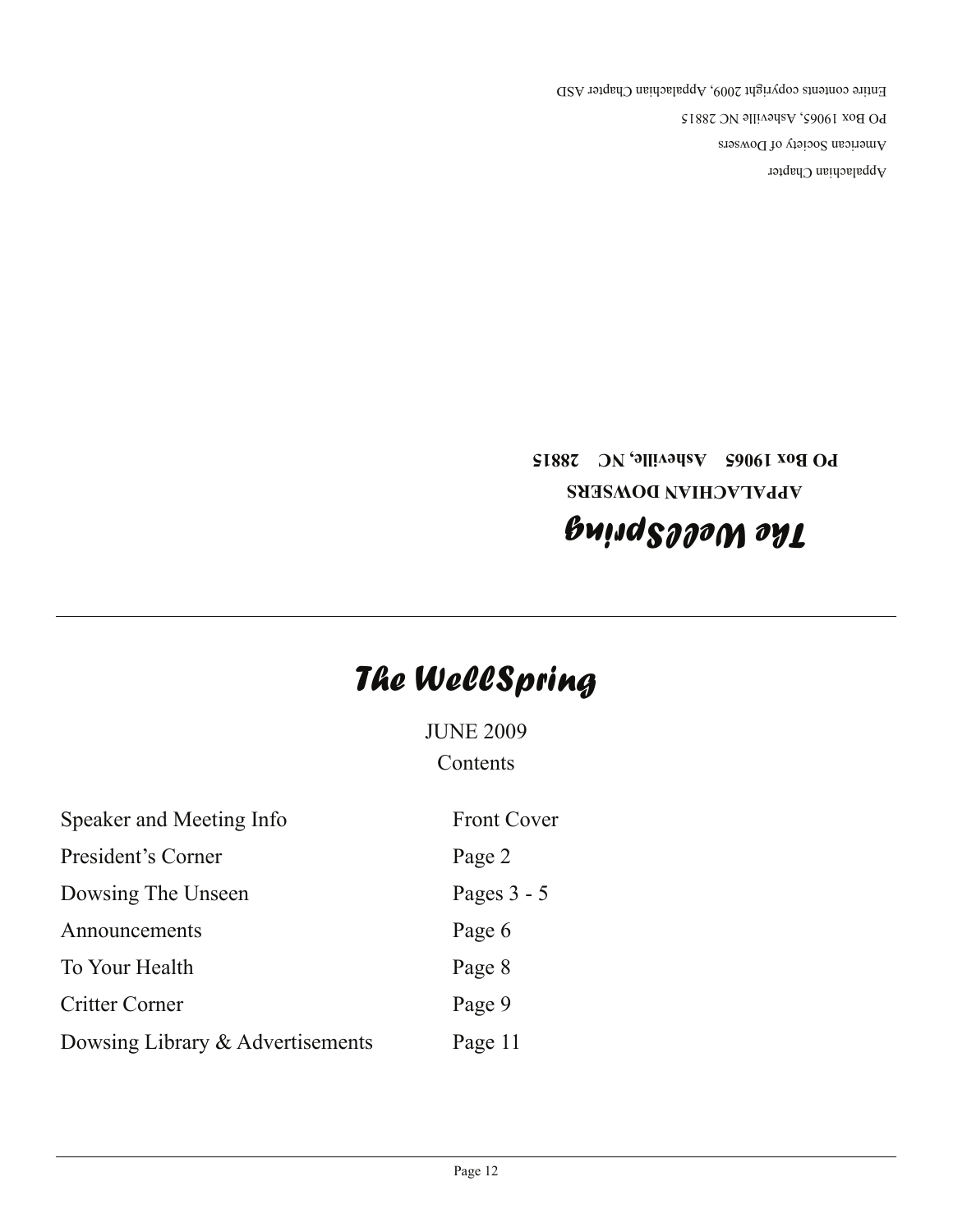Appalachian Chapter

American Society of Dowsers

PO Box 19065, Asheville NC 28815

Entire contents copyright 2009, Appalachian Chapter ASD

***The WellSpring***

**APPALACHIAN DOWSERS**

**PO Box 19065 Asheville, NC 28815**

---

# *The WellSpring*

JUNE 2009

Contents

| | |
|---|---|
| Speaker and Meeting Info | Front Cover |
| President's Corner | Page 2 |
| Dowsing The Unseen | Pages 3 - 5 |
| Announcements | Page 6 |
| To Your Health | Page 8 |
| Critter Corner | Page 9 |
| Dowsing Library & Advertisements | Page 11 |